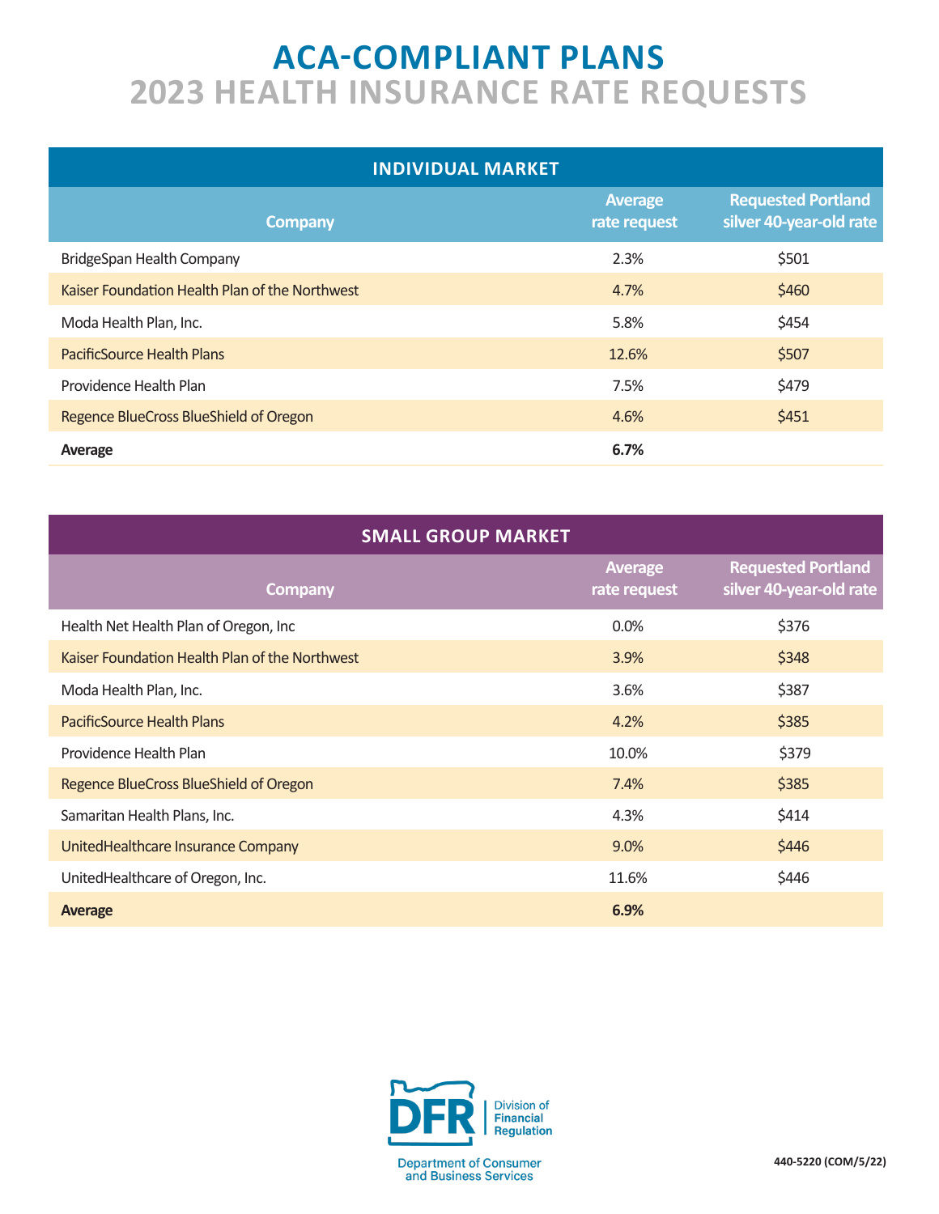# ACA-COMPLIANT PLANS
## 2023 HEALTH INSURANCE RATE REQUESTS

| INDIVIDUAL MARKET | | |
|---|---|---|
| **Company** | **Average rate request** | **Requested Portland silver 40-year-old rate** |
| BridgeSpan Health Company | 2.3% | $501 |
| Kaiser Foundation Health Plan of the Northwest | 4.7% | $460 |
| Moda Health Plan, Inc. | 5.8% | $454 |
| PacificSource Health Plans | 12.6% | $507 |
| Providence Health Plan | 7.5% | $479 |
| Regence BlueCross BlueShield of Oregon | 4.6% | $451 |
| **Average** | **6.7%** | |

| SMALL GROUP MARKET | | |
|---|---|---|
| **Company** | **Average rate request** | **Requested Portland silver 40-year-old rate** |
| Health Net Health Plan of Oregon, Inc | 0.0% | $376 |
| Kaiser Foundation Health Plan of the Northwest | 3.9% | $348 |
| Moda Health Plan, Inc. | 3.6% | $387 |
| PacificSource Health Plans | 4.2% | $385 |
| Providence Health Plan | 10.0% | $379 |
| Regence BlueCross BlueShield of Oregon | 7.4% | $385 |
| Samaritan Health Plans, Inc. | 4.3% | $414 |
| UnitedHealthcare Insurance Company | 9.0% | $446 |
| UnitedHealthcare of Oregon, Inc. | 11.6% | $446 |
| **Average** | **6.9%** | |

DFR | Division of Financial Regulation

Department of Consumer and Business Services

440-5220 (COM/5/22)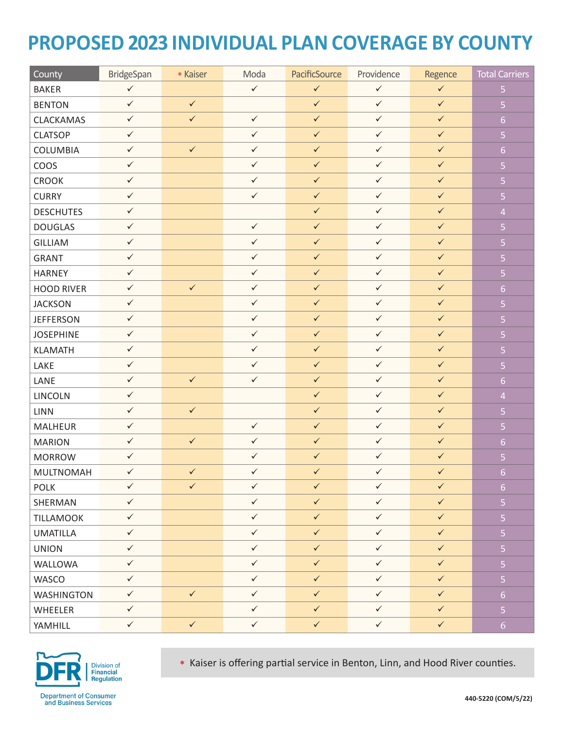# PROPOSED 2023 INDIVIDUAL PLAN COVERAGE BY COUNTY

| County | BridgeSpan | * Kaiser | Moda | PacificSource | Providence | Regence | Total Carriers |
|---|---|---|---|---|---|---|---|
| BAKER | ✓ | | ✓ | ✓ | ✓ | ✓ | 5 |
| BENTON | ✓ | ✓ | | ✓ | ✓ | ✓ | 5 |
| CLACKAMAS | ✓ | ✓ | ✓ | ✓ | ✓ | ✓ | 6 |
| CLATSOP | ✓ | | ✓ | ✓ | ✓ | ✓ | 5 |
| COLUMBIA | ✓ | ✓ | ✓ | ✓ | ✓ | ✓ | 6 |
| COOS | ✓ | | ✓ | ✓ | ✓ | ✓ | 5 |
| CROOK | ✓ | | ✓ | ✓ | ✓ | ✓ | 5 |
| CURRY | ✓ | | ✓ | ✓ | ✓ | ✓ | 5 |
| DESCHUTES | ✓ | | | ✓ | ✓ | ✓ | 4 |
| DOUGLAS | ✓ | | ✓ | ✓ | ✓ | ✓ | 5 |
| GILLIAM | ✓ | | ✓ | ✓ | ✓ | ✓ | 5 |
| GRANT | ✓ | | ✓ | ✓ | ✓ | ✓ | 5 |
| HARNEY | ✓ | | ✓ | ✓ | ✓ | ✓ | 5 |
| HOOD RIVER | ✓ | ✓ | ✓ | ✓ | ✓ | ✓ | 6 |
| JACKSON | ✓ | | ✓ | ✓ | ✓ | ✓ | 5 |
| JEFFERSON | ✓ | | ✓ | ✓ | ✓ | ✓ | 5 |
| JOSEPHINE | ✓ | | ✓ | ✓ | ✓ | ✓ | 5 |
| KLAMATH | ✓ | | ✓ | ✓ | ✓ | ✓ | 5 |
| LAKE | ✓ | | ✓ | ✓ | ✓ | ✓ | 5 |
| LANE | ✓ | ✓ | ✓ | ✓ | ✓ | ✓ | 6 |
| LINCOLN | ✓ | | | ✓ | ✓ | ✓ | 4 |
| LINN | ✓ | ✓ | | ✓ | ✓ | ✓ | 5 |
| MALHEUR | ✓ | | ✓ | ✓ | ✓ | ✓ | 5 |
| MARION | ✓ | ✓ | ✓ | ✓ | ✓ | ✓ | 6 |
| MORROW | ✓ | | ✓ | ✓ | ✓ | ✓ | 5 |
| MULTNOMAH | ✓ | ✓ | ✓ | ✓ | ✓ | ✓ | 6 |
| POLK | ✓ | ✓ | ✓ | ✓ | ✓ | ✓ | 6 |
| SHERMAN | ✓ | | ✓ | ✓ | ✓ | ✓ | 5 |
| TILLAMOOK | ✓ | | ✓ | ✓ | ✓ | ✓ | 5 |
| UMATILLA | ✓ | | ✓ | ✓ | ✓ | ✓ | 5 |
| UNION | ✓ | | ✓ | ✓ | ✓ | ✓ | 5 |
| WALLOWA | ✓ | | ✓ | ✓ | ✓ | ✓ | 5 |
| WASCO | ✓ | | ✓ | ✓ | ✓ | ✓ | 5 |
| WASHINGTON | ✓ | ✓ | ✓ | ✓ | ✓ | ✓ | 6 |
| WHEELER | ✓ | | ✓ | ✓ | ✓ | ✓ | 5 |
| YAMHILL | ✓ | ✓ | ✓ | ✓ | ✓ | ✓ | 6 |

\* Kaiser is offering partial service in Benton, Linn, and Hood River counties.

DFR Division of Financial Regulation

Department of Consumer and Business Services

440-5220 (COM/5/22)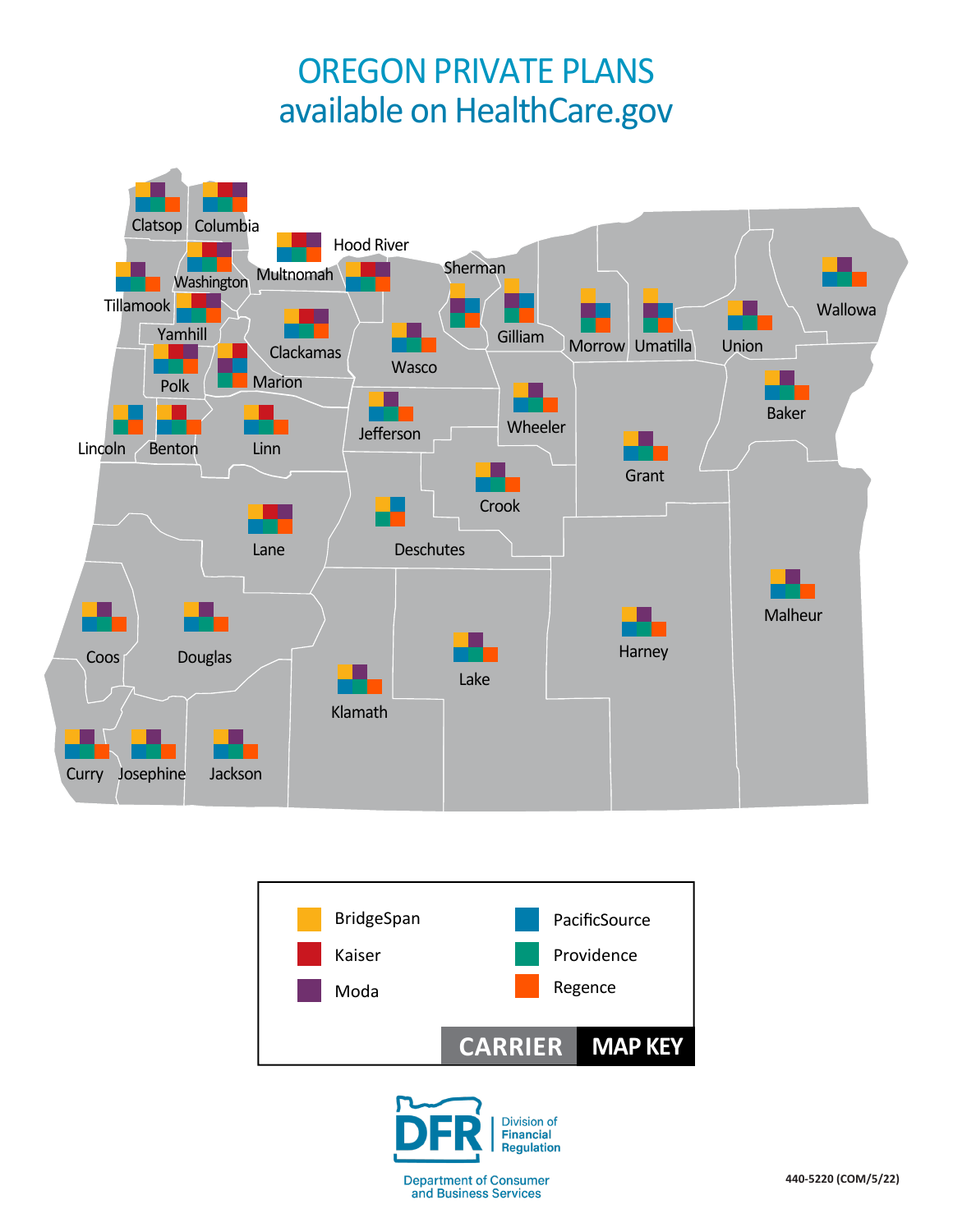# OREGON PRIVATE PLANS available on HealthCare.gov

Clatsop
Columbia
Hood River
Sherman
Tillamook
Washington
Multnomah
Yamhill
Clackamas
Wasco
Gilliam
Morrow
Umatilla
Union
Wallowa
Polk
Marion
Lincoln
Benton
Linn
Jefferson
Wheeler
Baker
Grant
Crook
Lane
Deschutes
Malheur
Coos
Douglas
Harney
Lake
Klamath
Curry
Josephine
Jackson

BridgeSpan
Kaiser
Moda
PacificSource
Providence
Regence

**CARRIER** **MAP KEY**

DFR Division of Financial Regulation

Department of Consumer and Business Services

440-5220 (COM/5/22)